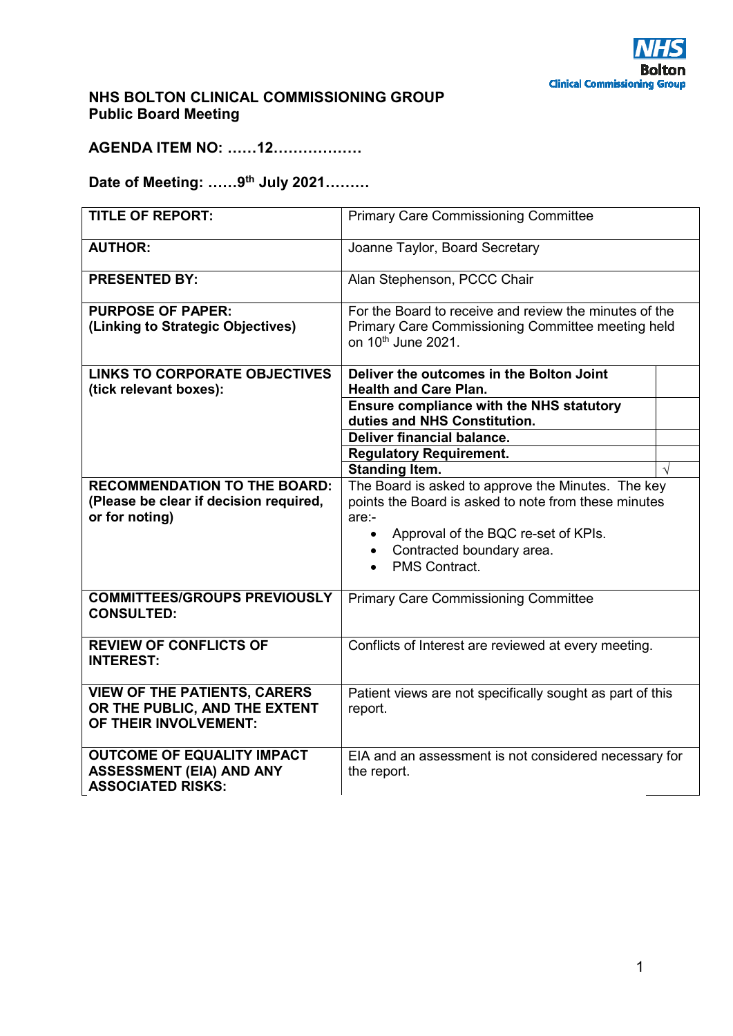NHS Bolton Clinical Commissioning Group

**NHS BOLTON CLINICAL COMMISSIONING GROUP**
**Public Board Meeting**

**AGENDA ITEM NO: ……12………………**

**Date of Meeting: ……9th July 2021………**

| | | |
|---|---|---|
| **TITLE OF REPORT:** | Primary Care Commissioning Committee | |
| **AUTHOR:** | Joanne Taylor, Board Secretary | |
| **PRESENTED BY:** | Alan Stephenson, PCCC Chair | |
| **PURPOSE OF PAPER: (Linking to Strategic Objectives)** | For the Board to receive and review the minutes of the Primary Care Commissioning Committee meeting held on 10th June 2021. | |
| **LINKS TO CORPORATE OBJECTIVES (tick relevant boxes):** | **Deliver the outcomes in the Bolton Joint Health and Care Plan.** | |
| | **Ensure compliance with the NHS statutory duties and NHS Constitution.** | |
| | **Deliver financial balance.** | |
| | **Regulatory Requirement.** | |
| | **Standing Item.** | √ |
| **RECOMMENDATION TO THE BOARD: (Please be clear if decision required, or for noting)** | The Board is asked to approve the Minutes. The key points the Board is asked to note from these minutes are:-<br>• Approval of the BQC re-set of KPIs.<br>• Contracted boundary area.<br>• PMS Contract. | |
| **COMMITTEES/GROUPS PREVIOUSLY CONSULTED:** | Primary Care Commissioning Committee | |
| **REVIEW OF CONFLICTS OF INTEREST:** | Conflicts of Interest are reviewed at every meeting. | |
| **VIEW OF THE PATIENTS, CARERS OR THE PUBLIC, AND THE EXTENT OF THEIR INVOLVEMENT:** | Patient views are not specifically sought as part of this report. | |
| **OUTCOME OF EQUALITY IMPACT ASSESSMENT (EIA) AND ANY ASSOCIATED RISKS:** | EIA and an assessment is not considered necessary for the report. | |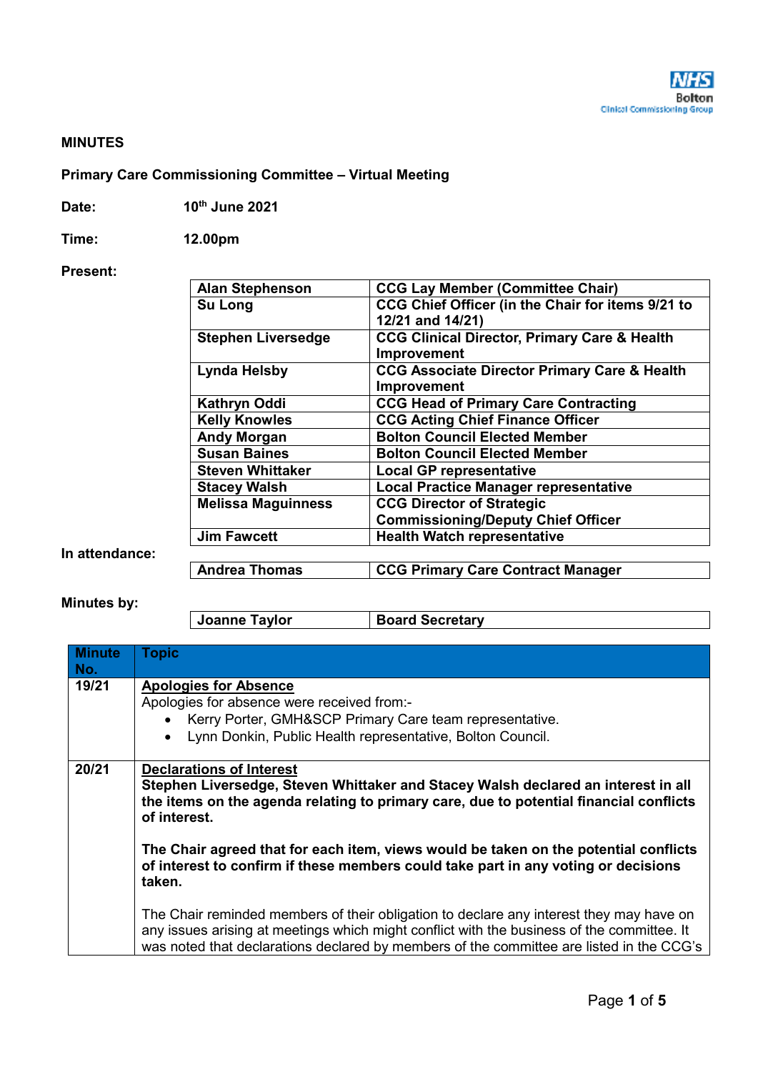**MINUTES**

**Primary Care Commissioning Committee – Virtual Meeting**

**Date:** 10th June 2021

**Time:** 12.00pm

**Present:**

| | |
|---|---|
| Alan Stephenson | CCG Lay Member (Committee Chair) |
| Su Long | CCG Chief Officer (in the Chair for items 9/21 to 12/21 and 14/21) |
| Stephen Liversedge | CCG Clinical Director, Primary Care & Health Improvement |
| Lynda Helsby | CCG Associate Director Primary Care & Health Improvement |
| Kathryn Oddi | CCG Head of Primary Care Contracting |
| Kelly Knowles | CCG Acting Chief Finance Officer |
| Andy Morgan | Bolton Council Elected Member |
| Susan Baines | Bolton Council Elected Member |
| Steven Whittaker | Local GP representative |
| Stacey Walsh | Local Practice Manager representative |
| Melissa Maguinness | CCG Director of Strategic Commissioning/Deputy Chief Officer |
| Jim Fawcett | Health Watch representative |

**In attendance:**

| | |
|---|---|
| Andrea Thomas | CCG Primary Care Contract Manager |

**Minutes by:**

| | |
|---|---|
| Joanne Taylor | Board Secretary |

| Minute No. | Topic |
|---|---|
| 19/21 | **Apologies for Absence**<br>Apologies for absence were received from:-<br>• Kerry Porter, GMH&SCP Primary Care team representative.<br>• Lynn Donkin, Public Health representative, Bolton Council. |
| 20/21 | **Declarations of Interest**<br>**Stephen Liversedge, Steven Whittaker and Stacey Walsh declared an interest in all the items on the agenda relating to primary care, due to potential financial conflicts of interest.**<br><br>**The Chair agreed that for each item, views would be taken on the potential conflicts of interest to confirm if these members could take part in any voting or decisions taken.**<br><br>The Chair reminded members of their obligation to declare any interest they may have on any issues arising at meetings which might conflict with the business of the committee. It was noted that declarations declared by members of the committee are listed in the CCG's |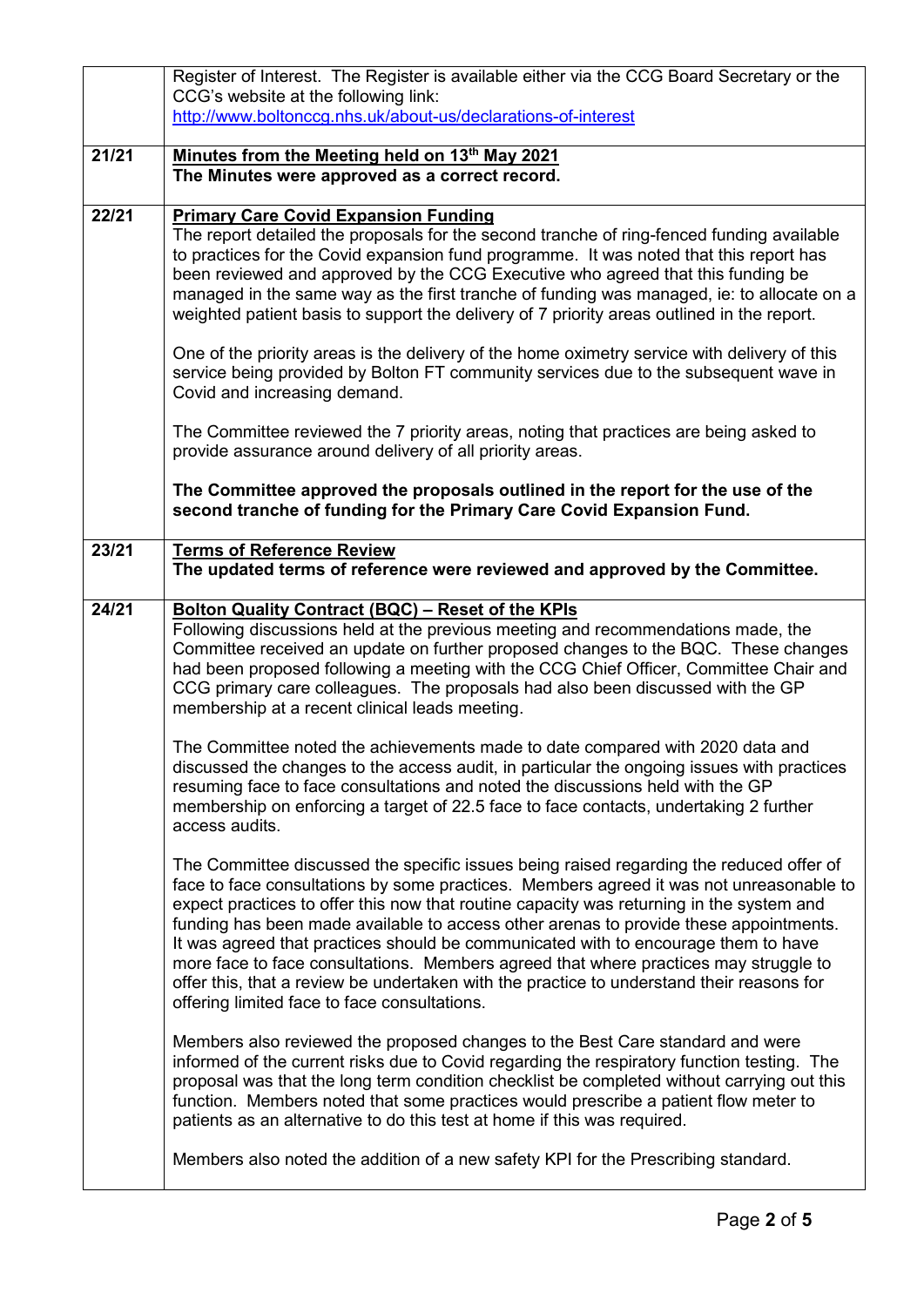| | |
|---|---|
| | Register of Interest. The Register is available either via the CCG Board Secretary or the CCG's website at the following link: http://www.boltonccg.nhs.uk/about-us/declarations-of-interest |
| **21/21** | **Minutes from the Meeting held on 13th May 2021**<br>**The Minutes were approved as a correct record.** |
| **22/21** | **Primary Care Covid Expansion Funding**<br>The report detailed the proposals for the second tranche of ring-fenced funding available to practices for the Covid expansion fund programme. It was noted that this report has been reviewed and approved by the CCG Executive who agreed that this funding be managed in the same way as the first tranche of funding was managed, ie: to allocate on a weighted patient basis to support the delivery of 7 priority areas outlined in the report.<br><br>One of the priority areas is the delivery of the home oximetry service with delivery of this service being provided by Bolton FT community services due to the subsequent wave in Covid and increasing demand.<br><br>The Committee reviewed the 7 priority areas, noting that practices are being asked to provide assurance around delivery of all priority areas.<br><br>**The Committee approved the proposals outlined in the report for the use of the second tranche of funding for the Primary Care Covid Expansion Fund.** |
| **23/21** | **Terms of Reference Review**<br>**The updated terms of reference were reviewed and approved by the Committee.** |
| **24/21** | **Bolton Quality Contract (BQC) – Reset of the KPIs**<br>Following discussions held at the previous meeting and recommendations made, the Committee received an update on further proposed changes to the BQC. These changes had been proposed following a meeting with the CCG Chief Officer, Committee Chair and CCG primary care colleagues. The proposals had also been discussed with the GP membership at a recent clinical leads meeting.<br><br>The Committee noted the achievements made to date compared with 2020 data and discussed the changes to the access audit, in particular the ongoing issues with practices resuming face to face consultations and noted the discussions held with the GP membership on enforcing a target of 22.5 face to face contacts, undertaking 2 further access audits.<br><br>The Committee discussed the specific issues being raised regarding the reduced offer of face to face consultations by some practices. Members agreed it was not unreasonable to expect practices to offer this now that routine capacity was returning in the system and funding has been made available to access other arenas to provide these appointments. It was agreed that practices should be communicated with to encourage them to have more face to face consultations. Members agreed that where practices may struggle to offer this, that a review be undertaken with the practice to understand their reasons for offering limited face to face consultations.<br><br>Members also reviewed the proposed changes to the Best Care standard and were informed of the current risks due to Covid regarding the respiratory function testing. The proposal was that the long term condition checklist be completed without carrying out this function. Members noted that some practices would prescribe a patient flow meter to patients as an alternative to do this test at home if this was required.<br><br>Members also noted the addition of a new safety KPI for the Prescribing standard. |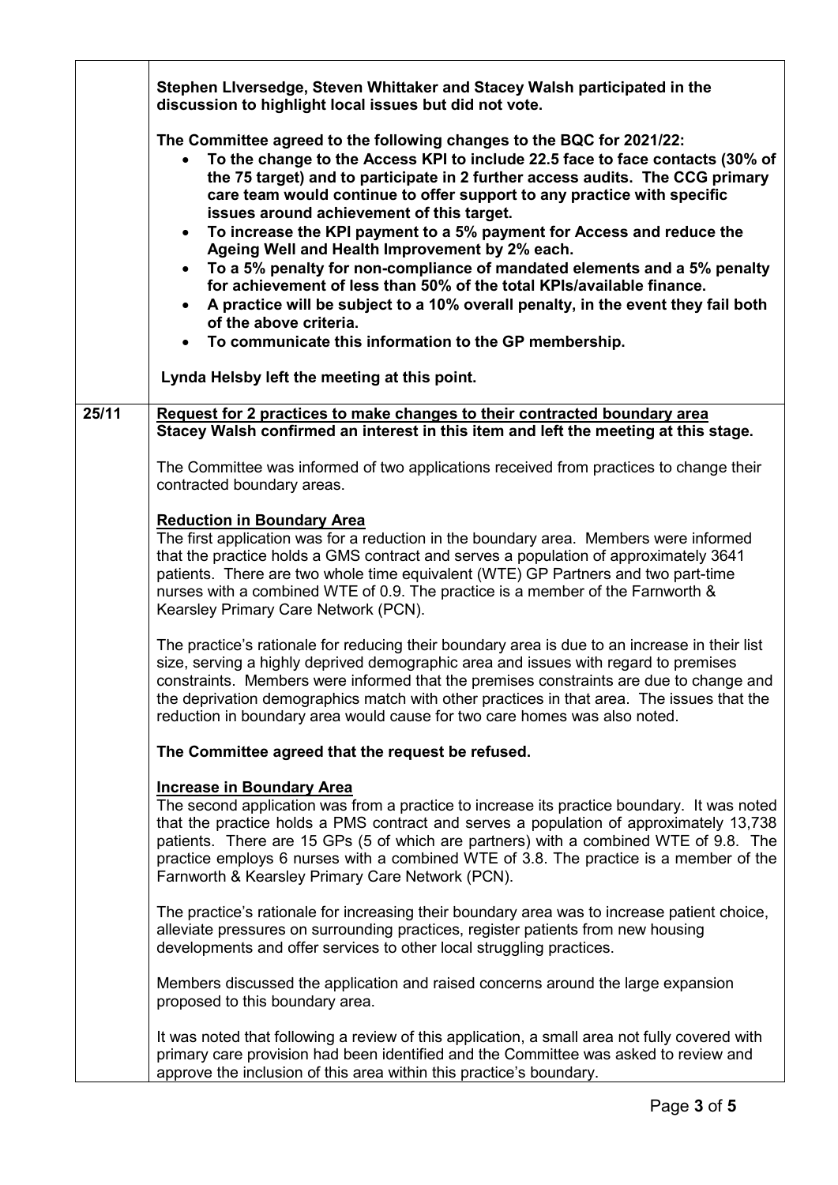| | |
|---|---|
| | **Stephen LIversedge, Steven Whittaker and Stacey Walsh participated in the discussion to highlight local issues but did not vote.**<br><br>**The Committee agreed to the following changes to the BQC for 2021/22:**<br>• **To the change to the Access KPI to include 22.5 face to face contacts (30% of the 75 target) and to participate in 2 further access audits. The CCG primary care team would continue to offer support to any practice with specific issues around achievement of this target.**<br>• **To increase the KPI payment to a 5% payment for Access and reduce the Ageing Well and Health Improvement by 2% each.**<br>• **To a 5% penalty for non-compliance of mandated elements and a 5% penalty for achievement of less than 50% of the total KPIs/available finance.**<br>• **A practice will be subject to a 10% overall penalty, in the event they fail both of the above criteria.**<br>• **To communicate this information to the GP membership.**<br><br>**Lynda Helsby left the meeting at this point.** |
| **25/11** | **<u>Request for 2 practices to make changes to their contracted boundary area</u>**<br>**Stacey Walsh confirmed an interest in this item and left the meeting at this stage.**<br><br>The Committee was informed of two applications received from practices to change their contracted boundary areas.<br><br>**<u>Reduction in Boundary Area</u>**<br>The first application was for a reduction in the boundary area. Members were informed that the practice holds a GMS contract and serves a population of approximately 3641 patients. There are two whole time equivalent (WTE) GP Partners and two part-time nurses with a combined WTE of 0.9. The practice is a member of the Farnworth & Kearsley Primary Care Network (PCN).<br><br>The practice's rationale for reducing their boundary area is due to an increase in their list size, serving a highly deprived demographic area and issues with regard to premises constraints. Members were informed that the premises constraints are due to change and the deprivation demographics match with other practices in that area. The issues that the reduction in boundary area would cause for two care homes was also noted.<br><br>**The Committee agreed that the request be refused.**<br><br>**<u>Increase in Boundary Area</u>**<br>The second application was from a practice to increase its practice boundary. It was noted that the practice holds a PMS contract and serves a population of approximately 13,738 patients. There are 15 GPs (5 of which are partners) with a combined WTE of 9.8. The practice employs 6 nurses with a combined WTE of 3.8. The practice is a member of the Farnworth & Kearsley Primary Care Network (PCN).<br><br>The practice's rationale for increasing their boundary area was to increase patient choice, alleviate pressures on surrounding practices, register patients from new housing developments and offer services to other local struggling practices.<br><br>Members discussed the application and raised concerns around the large expansion proposed to this boundary area.<br><br>It was noted that following a review of this application, a small area not fully covered with primary care provision had been identified and the Committee was asked to review and approve the inclusion of this area within this practice's boundary. |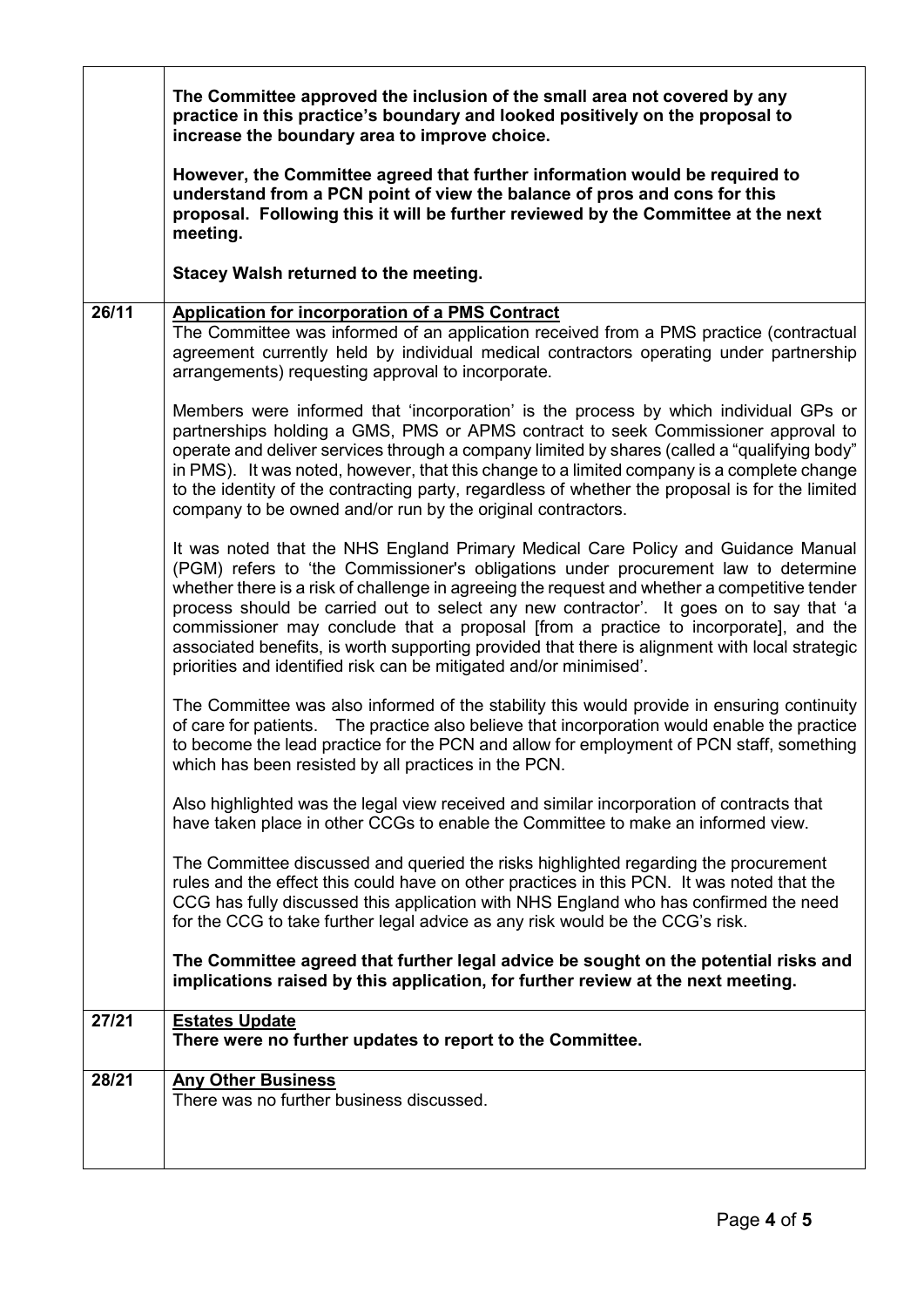| | |
|---|---|
| | **The Committee approved the inclusion of the small area not covered by any practice in this practice's boundary and looked positively on the proposal to increase the boundary area to improve choice.**<br><br>**However, the Committee agreed that further information would be required to understand from a PCN point of view the balance of pros and cons for this proposal. Following this it will be further reviewed by the Committee at the next meeting.**<br><br>**Stacey Walsh returned to the meeting.** |
| **26/11** | **Application for incorporation of a PMS Contract**<br>The Committee was informed of an application received from a PMS practice (contractual agreement currently held by individual medical contractors operating under partnership arrangements) requesting approval to incorporate.<br><br>Members were informed that 'incorporation' is the process by which individual GPs or partnerships holding a GMS, PMS or APMS contract to seek Commissioner approval to operate and deliver services through a company limited by shares (called a "qualifying body" in PMS). It was noted, however, that this change to a limited company is a complete change to the identity of the contracting party, regardless of whether the proposal is for the limited company to be owned and/or run by the original contractors.<br><br>It was noted that the NHS England Primary Medical Care Policy and Guidance Manual (PGM) refers to 'the Commissioner's obligations under procurement law to determine whether there is a risk of challenge in agreeing the request and whether a competitive tender process should be carried out to select any new contractor'. It goes on to say that 'a commissioner may conclude that a proposal [from a practice to incorporate], and the associated benefits, is worth supporting provided that there is alignment with local strategic priorities and identified risk can be mitigated and/or minimised'.<br><br>The Committee was also informed of the stability this would provide in ensuring continuity of care for patients. The practice also believe that incorporation would enable the practice to become the lead practice for the PCN and allow for employment of PCN staff, something which has been resisted by all practices in the PCN.<br><br>Also highlighted was the legal view received and similar incorporation of contracts that have taken place in other CCGs to enable the Committee to make an informed view.<br><br>The Committee discussed and queried the risks highlighted regarding the procurement rules and the effect this could have on other practices in this PCN. It was noted that the CCG has fully discussed this application with NHS England who has confirmed the need for the CCG to take further legal advice as any risk would be the CCG's risk.<br><br>**The Committee agreed that further legal advice be sought on the potential risks and implications raised by this application, for further review at the next meeting.** |
| **27/21** | **Estates Update**<br>**There were no further updates to report to the Committee.** |
| **28/21** | **Any Other Business**<br>There was no further business discussed. |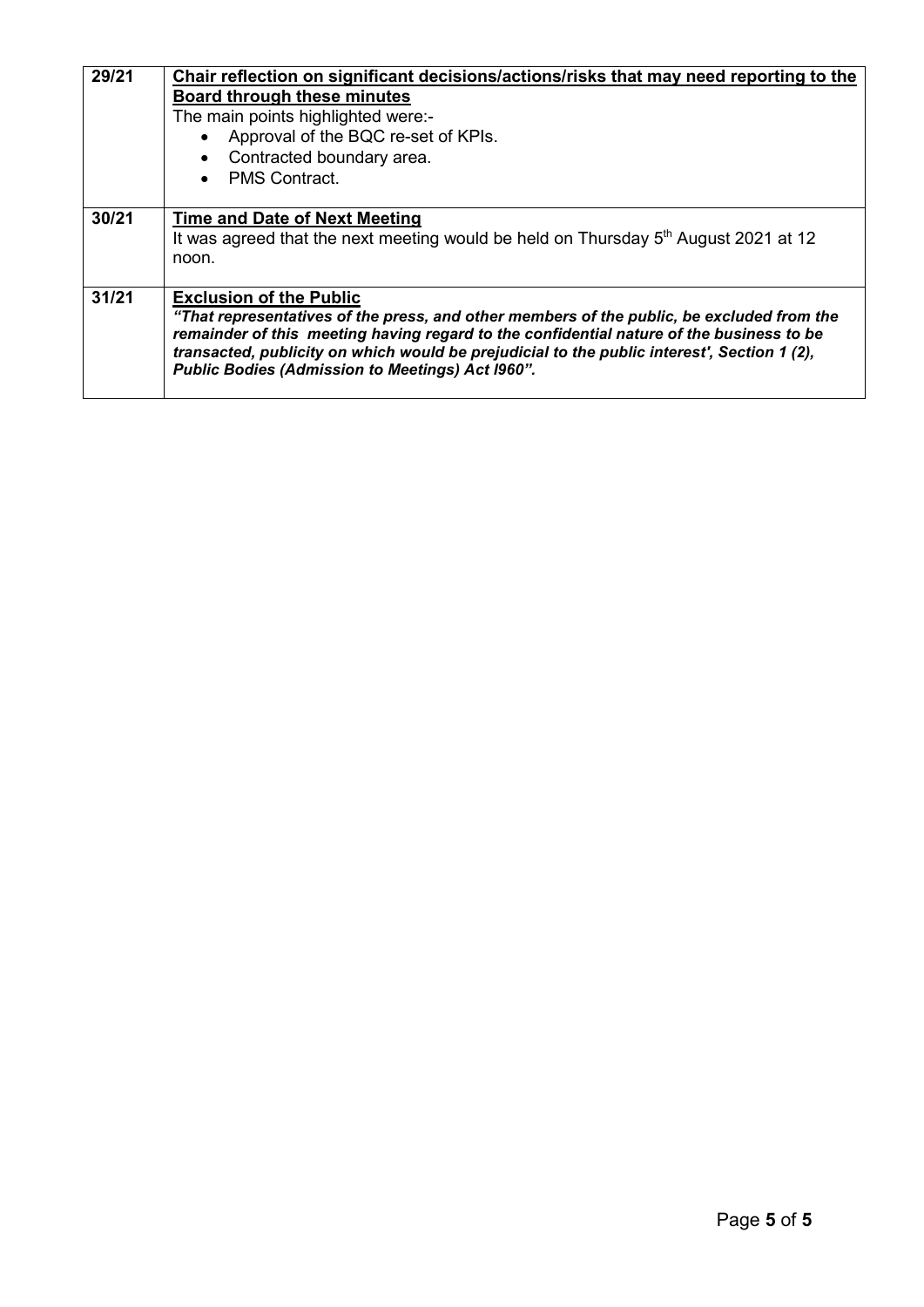| | |
|---|---|
| **29/21** | **Chair reflection on significant decisions/actions/risks that may need reporting to the Board through these minutes**<br>The main points highlighted were:-<br>• Approval of the BQC re-set of KPIs.<br>• Contracted boundary area.<br>• PMS Contract. |
| **30/21** | **Time and Date of Next Meeting**<br>It was agreed that the next meeting would be held on Thursday 5th August 2021 at 12 noon. |
| **31/21** | **Exclusion of the Public**<br>***"That representatives of the press, and other members of the public, be excluded from the remainder of this meeting having regard to the confidential nature of the business to be transacted, publicity on which would be prejudicial to the public interest', Section 1 (2), Public Bodies (Admission to Meetings) Act I960".*** |